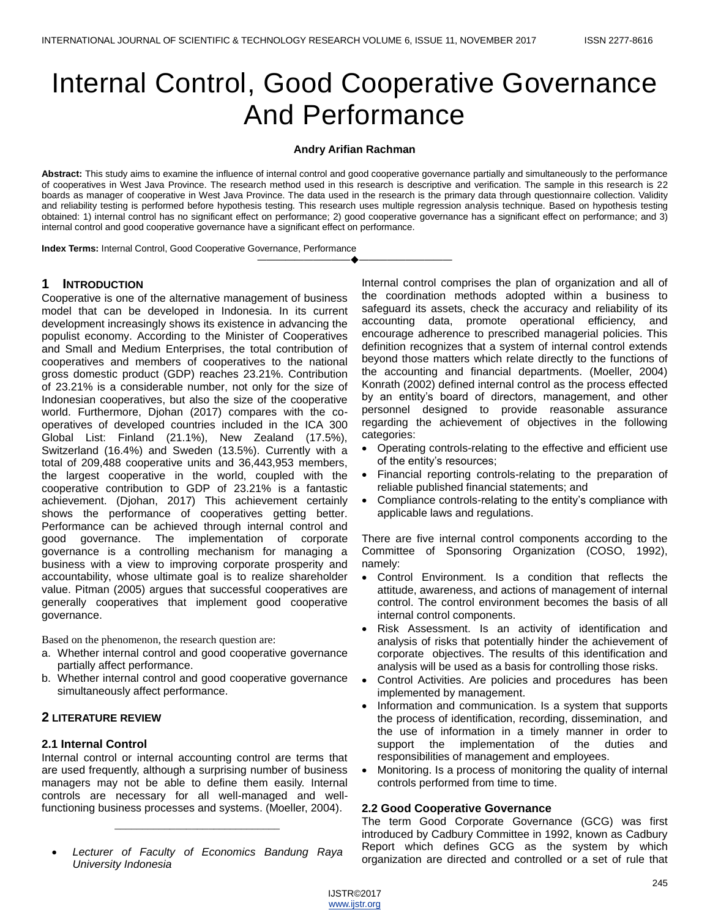# Internal Control, Good Cooperative Governance And Performance

**Andry Arifian Rachman**

**Abstract:** This study aims to examine the influence of internal control and good cooperative governance partially and simultaneously to the performance of cooperatives in West Java Province. The research method used in this research is descriptive and verification. The sample in this research is 22 boards as manager of cooperative in West Java Province. The data used in the research is the primary data through questionnaire collection. Validity and reliability testing is performed before hypothesis testing. This research uses multiple regression analysis technique. Based on hypothesis testing obtained: 1) internal control has no significant effect on performance; 2) good cooperative governance has a significant effect on performance; and 3) internal control and good cooperative governance have a significant effect on performance.

**Index Terms:** Internal Control, Good Cooperative Governance, Performance

---

## 1 Introduction

Cooperative is one of the alternative management of business model that can be developed in Indonesia. In its current development increasingly shows its existence in advancing the populist economy. According to the Minister of Cooperatives and Small and Medium Enterprises, the total contribution of cooperatives and members of cooperatives to the national gross domestic product (GDP) reaches 23.21%. Contribution of 23.21% is a considerable number, not only for the size of Indonesian cooperatives, but also the size of the cooperative world. Furthermore, Djohan (2017) compares with the co-operatives of developed countries included in the ICA 300 Global List: Finland (21.1%), New Zealand (17.5%), Switzerland (16.4%) and Sweden (13.5%). Currently with a total of 209,488 cooperative units and 36,443,953 members, the largest cooperative in the world, coupled with the cooperative contribution to GDP of 23.21% is a fantastic achievement. (Djohan, 2017) This achievement certainly shows the performance of cooperatives getting better. Performance can be achieved through internal control and good governance. The implementation of corporate governance is a controlling mechanism for managing a business with a view to improving corporate prosperity and accountability, whose ultimate goal is to realize shareholder value. Pitman (2005) argues that successful cooperatives are generally cooperatives that implement good cooperative governance.

Based on the phenomenon, the research question are:

a. Whether internal control and good cooperative governance partially affect performance.
b. Whether internal control and good cooperative governance simultaneously affect performance.

## 2 Literature Review

### 2.1 Internal Control

Internal control or internal accounting control are terms that are used frequently, although a surprising number of business managers may not be able to define them easily. Internal controls are necessary for all well-managed and well-functioning business processes and systems. (Moeller, 2004).

- *Lecturer of Faculty of Economics Bandung Raya University Indonesia*

Internal control comprises the plan of organization and all of the coordination methods adopted within a business to safeguard its assets, check the accuracy and reliability of its accounting data, promote operational efficiency, and encourage adherence to prescribed managerial policies. This definition recognizes that a system of internal control extends beyond those matters which relate directly to the functions of the accounting and financial departments. (Moeller, 2004) Konrath (2002) defined internal control as the process effected by an entity's board of directors, management, and other personnel designed to provide reasonable assurance regarding the achievement of objectives in the following categories:

- Operating controls-relating to the effective and efficient use of the entity's resources;
- Financial reporting controls-relating to the preparation of reliable published financial statements; and
- Compliance controls-relating to the entity's compliance with applicable laws and regulations.

There are five internal control components according to the Committee of Sponsoring Organization (COSO, 1992), namely:

- Control Environment. Is a condition that reflects the attitude, awareness, and actions of management of internal control. The control environment becomes the basis of all internal control components.
- Risk Assessment. Is an activity of identification and analysis of risks that potentially hinder the achievement of corporate objectives. The results of this identification and analysis will be used as a basis for controlling those risks.
- Control Activities. Are policies and procedures has been implemented by management.
- Information and communication. Is a system that supports the process of identification, recording, dissemination, and the use of information in a timely manner in order to support the implementation of the duties and responsibilities of management and employees.
- Monitoring. Is a process of monitoring the quality of internal controls performed from time to time.

### 2.2 Good Cooperative Governance

The term Good Corporate Governance (GCG) was first introduced by Cadbury Committee in 1992, known as Cadbury Report which defines GCG as the system by which organization are directed and controlled or a set of rule that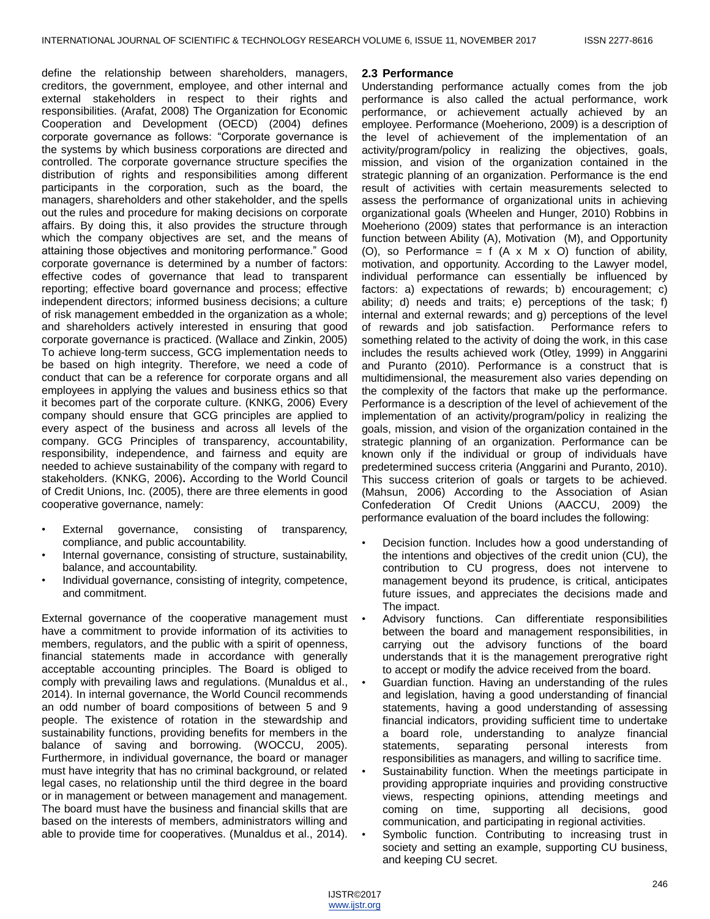define the relationship between shareholders, managers, creditors, the government, employee, and other internal and external stakeholders in respect to their rights and responsibilities. (Arafat, 2008) The Organization for Economic Cooperation and Development (OECD) (2004) defines corporate governance as follows: "Corporate governance is the systems by which business corporations are directed and controlled. The corporate governance structure specifies the distribution of rights and responsibilities among different participants in the corporation, such as the board, the managers, shareholders and other stakeholder, and the spells out the rules and procedure for making decisions on corporate affairs. By doing this, it also provides the structure through which the company objectives are set, and the means of attaining those objectives and monitoring performance." Good corporate governance is determined by a number of factors: effective codes of governance that lead to transparent reporting; effective board governance and process; effective independent directors; informed business decisions; a culture of risk management embedded in the organization as a whole; and shareholders actively interested in ensuring that good corporate governance is practiced. (Wallace and Zinkin, 2005) To achieve long-term success, GCG implementation needs to be based on high integrity. Therefore, we need a code of conduct that can be a reference for corporate organs and all employees in applying the values and business ethics so that it becomes part of the corporate culture. (KNKG, 2006) Every company should ensure that GCG principles are applied to every aspect of the business and across all levels of the company. GCG Principles of transparency, accountability, responsibility, independence, and fairness and equity are needed to achieve sustainability of the company with regard to stakeholders. (KNKG, 2006). According to the World Council of Credit Unions, Inc. (2005), there are three elements in good cooperative governance, namely:

- External governance, consisting of transparency, compliance, and public accountability.
- Internal governance, consisting of structure, sustainability, balance, and accountability.
- Individual governance, consisting of integrity, competence, and commitment.

External governance of the cooperative management must have a commitment to provide information of its activities to members, regulators, and the public with a spirit of openness, financial statements made in accordance with generally acceptable accounting principles. The Board is obliged to comply with prevailing laws and regulations. (Munaldus et al., 2014). In internal governance, the World Council recommends an odd number of board compositions of between 5 and 9 people. The existence of rotation in the stewardship and sustainability functions, providing benefits for members in the balance of saving and borrowing. (WOCCU, 2005). Furthermore, in individual governance, the board or manager must have integrity that has no criminal background, or related legal cases, no relationship until the third degree in the board or in management or between management and management. The board must have the business and financial skills that are based on the interests of members, administrators willing and able to provide time for cooperatives. (Munaldus et al., 2014).

### 2.3 Performance

Understanding performance actually comes from the job performance is also called the actual performance, work performance, or achievement actually achieved by an employee. Performance (Moeheriono, 2009) is a description of the level of achievement of the implementation of an activity/program/policy in realizing the objectives, goals, mission, and vision of the organization contained in the strategic planning of an organization. Performance is the end result of activities with certain measurements selected to assess the performance of organizational units in achieving organizational goals (Wheelen and Hunger, 2010) Robbins in Moeheriono (2009) states that performance is an interaction function between Ability (A), Motivation (M), and Opportunity (O), so Performance = f (A x M x O) function of ability, motivation, and opportunity. According to the Lawyer model, individual performance can essentially be influenced by factors: a) expectations of rewards; b) encouragement; c) ability; d) needs and traits; e) perceptions of the task; f) internal and external rewards; and g) perceptions of the level of rewards and job satisfaction. Performance refers to something related to the activity of doing the work, in this case includes the results achieved work (Otley, 1999) in Anggarini and Puranto (2010). Performance is a construct that is multidimensional, the measurement also varies depending on the complexity of the factors that make up the performance. Performance is a description of the level of achievement of the implementation of an activity/program/policy in realizing the goals, mission, and vision of the organization contained in the strategic planning of an organization. Performance can be known only if the individual or group of individuals have predetermined success criteria (Anggarini and Puranto, 2010). This success criterion of goals or targets to be achieved. (Mahsun, 2006) According to the Association of Asian Confederation Of Credit Unions (AACCU, 2009) the performance evaluation of the board includes the following:

- Decision function. Includes how a good understanding of the intentions and objectives of the credit union (CU), the contribution to CU progress, does not intervene to management beyond its prudence, is critical, anticipates future issues, and appreciates the decisions made and The impact.
- Advisory functions. Can differentiate responsibilities between the board and management responsibilities, in carrying out the advisory functions of the board understands that it is the management prerogative right to accept or modify the advice received from the board.
- Guardian function. Having an understanding of the rules and legislation, having a good understanding of financial statements, having a good understanding of assessing financial indicators, providing sufficient time to undertake a board role, understanding to analyze financial statements, separating personal interests from responsibilities as managers, and willing to sacrifice time.
- Sustainability function. When the meetings participate in providing appropriate inquiries and providing constructive views, respecting opinions, attending meetings and coming on time, supporting all decisions, good communication, and participating in regional activities.
- Symbolic function. Contributing to increasing trust in society and setting an example, supporting CU business, and keeping CU secret.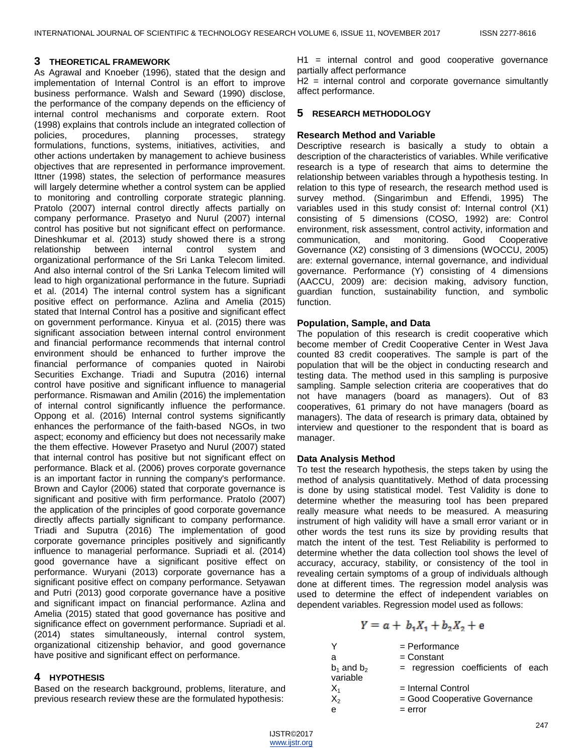## 3 THEORETICAL FRAMEWORK

As Agrawal and Knoeber (1996), stated that the design and implementation of Internal Control is an effort to improve business performance. Walsh and Seward (1990) disclose, the performance of the company depends on the efficiency of internal control mechanisms and corporate extern. Root (1998) explains that controls include an integrated collection of policies, procedures, planning processes, strategy formulations, functions, systems, initiatives, activities, and other actions undertaken by management to achieve business objectives that are represented in performance improvement. Ittner (1998) states, the selection of performance measures will largely determine whether a control system can be applied to monitoring and controlling corporate strategic planning. Pratolo (2007) internal control directly affects partially on company performance. Prasetyo and Nurul (2007) internal control has positive but not significant effect on performance. Dineshkumar et al. (2013) study showed there is a strong relationship between internal control system and organizational performance of the Sri Lanka Telecom limited. And also internal control of the Sri Lanka Telecom limited will lead to high organizational performance in the future. Supriadi et al. (2014) The internal control system has a significant positive effect on performance. Azlina and Amelia (2015) stated that Internal Control has a positive and significant effect on government performance. Kinyua et al. (2015) there was significant association between internal control environment and financial performance recommends that internal control environment should be enhanced to further improve the financial performance of companies quoted in Nairobi Securities Exchange. Triadi and Suputra (2016) internal control have positive and significant influence to managerial performance. Rismawan and Amilin (2016) the implementation of internal control significantly influence the performance. Oppong et al. (2016) Internal control systems significantly enhances the performance of the faith-based NGOs, in two aspect; economy and efficiency but does not necessarily make the them effective. However Prasetyo and Nurul (2007) stated that internal control has positive but not significant effect on performance. Black et al. (2006) proves corporate governance is an important factor in running the company's performance. Brown and Caylor (2006) stated that corporate governance is significant and positive with firm performance. Pratolo (2007) the application of the principles of good corporate governance directly affects partially significant to company performance. Triadi and Suputra (2016) The implementation of good corporate governance principles positively and significantly influence to managerial performance. Supriadi et al. (2014) good governance have a significant positive effect on performance. Wuryani (2013) corporate governance has a significant positive effect on company performance. Setyawan and Putri (2013) good corporate governance have a positive and significant impact on financial performance. Azlina and Amelia (2015) stated that good governance has positive and significance effect on government performance. Supriadi et al. (2014) states simultaneously, internal control system, organizational citizenship behavior, and good governance have positive and significant effect on performance.

## 4 HYPOTHESIS

Based on the research background, problems, literature, and previous research review these are the formulated hypothesis:

H1 = internal control and good cooperative governance partially affect performance

H2 = internal control and corporate governance simultantly affect performance.

## 5 RESEARCH METHODOLOGY

### Research Method and Variable

Descriptive research is basically a study to obtain a description of the characteristics of variables. While verificative research is a type of research that aims to determine the relationship between variables through a hypothesis testing. In relation to this type of research, the research method used is survey method. (Singarimbun and Effendi, 1995) The variables used in this study consist of: Internal control (X1) consisting of 5 dimensions (COSO, 1992) are: Control environment, risk assessment, control activity, information and communication, and monitoring. Good Cooperative Governance (X2) consisting of 3 dimensions (WOCCU, 2005) are: external governance, internal governance, and individual governance. Performance (Y) consisting of 4 dimensions (AACCU, 2009) are: decision making, advisory function, guardian function, sustainability function, and symbolic function.

### Population, Sample, and Data

The population of this research is credit cooperative which become member of Credit Cooperative Center in West Java counted 83 credit cooperatives. The sample is part of the population that will be the object in conducting research and testing data. The method used in this sampling is purposive sampling. Sample selection criteria are cooperatives that do not have managers (board as managers). Out of 83 cooperatives, 61 primary do not have managers (board as managers). The data of research is primary data, obtained by interview and questioner to the respondent that is board as manager.

### Data Analysis Method

To test the research hypothesis, the steps taken by using the method of analysis quantitatively. Method of data processing is done by using statistical model. Test Validity is done to determine whether the measuring tool has been prepared really measure what needs to be measured. A measuring instrument of high validity will have a small error variant or in other words the test runs its size by providing results that match the intent of the test. Test Reliability is performed to determine whether the data collection tool shows the level of accuracy, accuracy, stability, or consistency of the tool in revealing certain symptoms of a group of individuals although done at different times. The regression model analysis was used to determine the effect of independent variables on dependent variables. Regression model used as follows:

$$Y = a + b_1X_1 + b_2X_2 + e$$

Y = Performance
a = Constant
$b_1$ and $b_2$ variable = regression coefficients of each
$X_1$ = Internal Control
$X_2$ = Good Cooperative Governance
e = error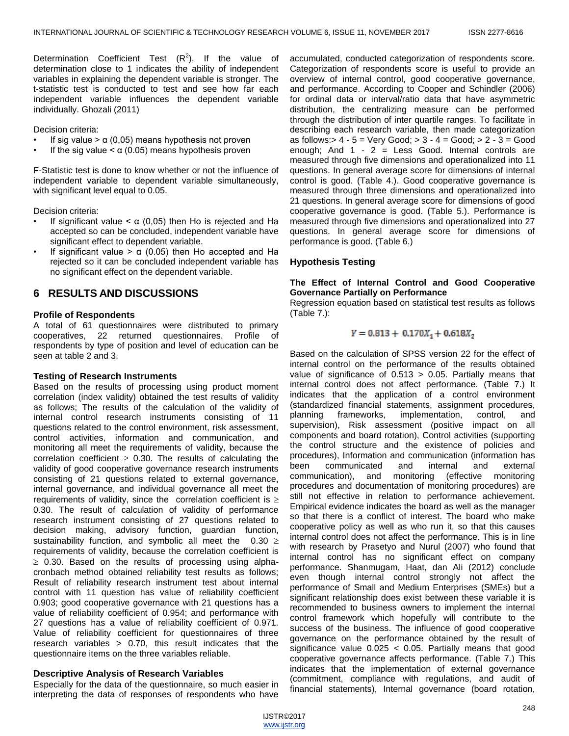Determination Coefficient Test ($R^2$), If the value of determination close to 1 indicates the ability of independent variables in explaining the dependent variable is stronger. The t-statistic test is conducted to test and see how far each independent variable influences the dependent variable individually. Ghozali (2011)

Decision criteria:

- If sig value > α (0,05) means hypothesis not proven
- If the sig value < α (0.05) means hypothesis proven

F-Statistic test is done to know whether or not the influence of independent variable to dependent variable simultaneously, with significant level equal to 0.05.

Decision criteria:

- If significant value < α (0,05) then Ho is rejected and Ha accepted so can be concluded, independent variable have significant effect to dependent variable.
- If significant value > α (0.05) then Ho accepted and Ha rejected so it can be concluded independent variable has no significant effect on the dependent variable.

## 6 RESULTS AND DISCUSSIONS

### Profile of Respondents

A total of 61 questionnaires were distributed to primary cooperatives, 22 returned questionnaires. Profile of respondents by type of position and level of education can be seen at table 2 and 3.

### Testing of Research Instruments

Based on the results of processing using product moment correlation (index validity) obtained the test results of validity as follows; The results of the calculation of the validity of internal control research instruments consisting of 11 questions related to the control environment, risk assessment, control activities, information and communication, and monitoring all meet the requirements of validity, because the correlation coefficient ≥ 0.30. The results of calculating the validity of good cooperative governance research instruments consisting of 21 questions related to external governance, internal governance, and individual governance all meet the requirements of validity, since the correlation coefficient is ≥ 0.30. The result of calculation of validity of performance research instrument consisting of 27 questions related to decision making, advisory function, guardian function, sustainability function, and symbolic all meet the 0.30 ≥ requirements of validity, because the correlation coefficient is ≥ 0.30. Based on the results of processing using alpha-cronbach method obtained reliability test results as follows; Result of reliability research instrument test about internal control with 11 question has value of reliability coefficient 0.903; good cooperative governance with 21 questions has a value of reliability coefficient of 0.954; and performance with 27 questions has a value of reliability coefficient of 0.971. Value of reliability coefficient for questionnaires of three research variables > 0.70, this result indicates that the questionnaire items on the three variables reliable.

### Descriptive Analysis of Research Variables

Especially for the data of the questionnaire, so much easier in interpreting the data of responses of respondents who have accumulated, conducted categorization of respondents score. Categorization of respondents score is useful to provide an overview of internal control, good cooperative governance, and performance. According to Cooper and Schindler (2006) for ordinal data or interval/ratio data that have asymmetric distribution, the centralizing measure can be performed through the distribution of inter quartile ranges. To facilitate in describing each research variable, then made categorization as follows:> 4 - 5 = Very Good; > 3 - 4 = Good; > 2 - 3 = Good enough; And 1 - 2 = Less Good. Internal controls are measured through five dimensions and operationalized into 11 questions. In general average score for dimensions of internal control is good. (Table 4.). Good cooperative governance is measured through three dimensions and operationalized into 21 questions. In general average score for dimensions of good cooperative governance is good. (Table 5.). Performance is measured through five dimensions and operationalized into 27 questions. In general average score for dimensions of performance is good. (Table 6.)

### Hypothesis Testing

#### The Effect of Internal Control and Good Cooperative Governance Partially on Performance

Regression equation based on statistical test results as follows (Table 7.):

$$Y = 0.813 + 0.170X_1 + 0.618X_2$$

Based on the calculation of SPSS version 22 for the effect of internal control on the performance of the results obtained value of significance of 0.513 > 0.05. Partially means that internal control does not affect performance. (Table 7.) It indicates that the application of a control environment (standardized financial statements, assignment procedures, planning frameworks, implementation, control, and supervision), Risk assessment (positive impact on all components and board rotation), Control activities (supporting the control structure and the existence of policies and procedures), Information and communication (information has been communicated and internal and external communication), and monitoring (effective monitoring procedures and documentation of monitoring procedures) are still not effective in relation to performance achievement. Empirical evidence indicates the board as well as the manager so that there is a conflict of interest. The board who make cooperative policy as well as who run it, so that this causes internal control does not affect the performance. This is in line with research by Prasetyo and Nurul (2007) who found that internal control has no significant effect on company performance. Shanmugam, Haat, dan Ali (2012) conclude even though internal control strongly not affect the performance of Small and Medium Enterprises (SMEs) but a significant relationship does exist between these variable it is recommended to business owners to implement the internal control framework which hopefully will contribute to the success of the business. The influence of good cooperative governance on the performance obtained by the result of significance value 0.025 < 0.05. Partially means that good cooperative governance affects performance. (Table 7.) This indicates that the implementation of external governance (commitment, compliance with regulations, and audit of financial statements), Internal governance (board rotation,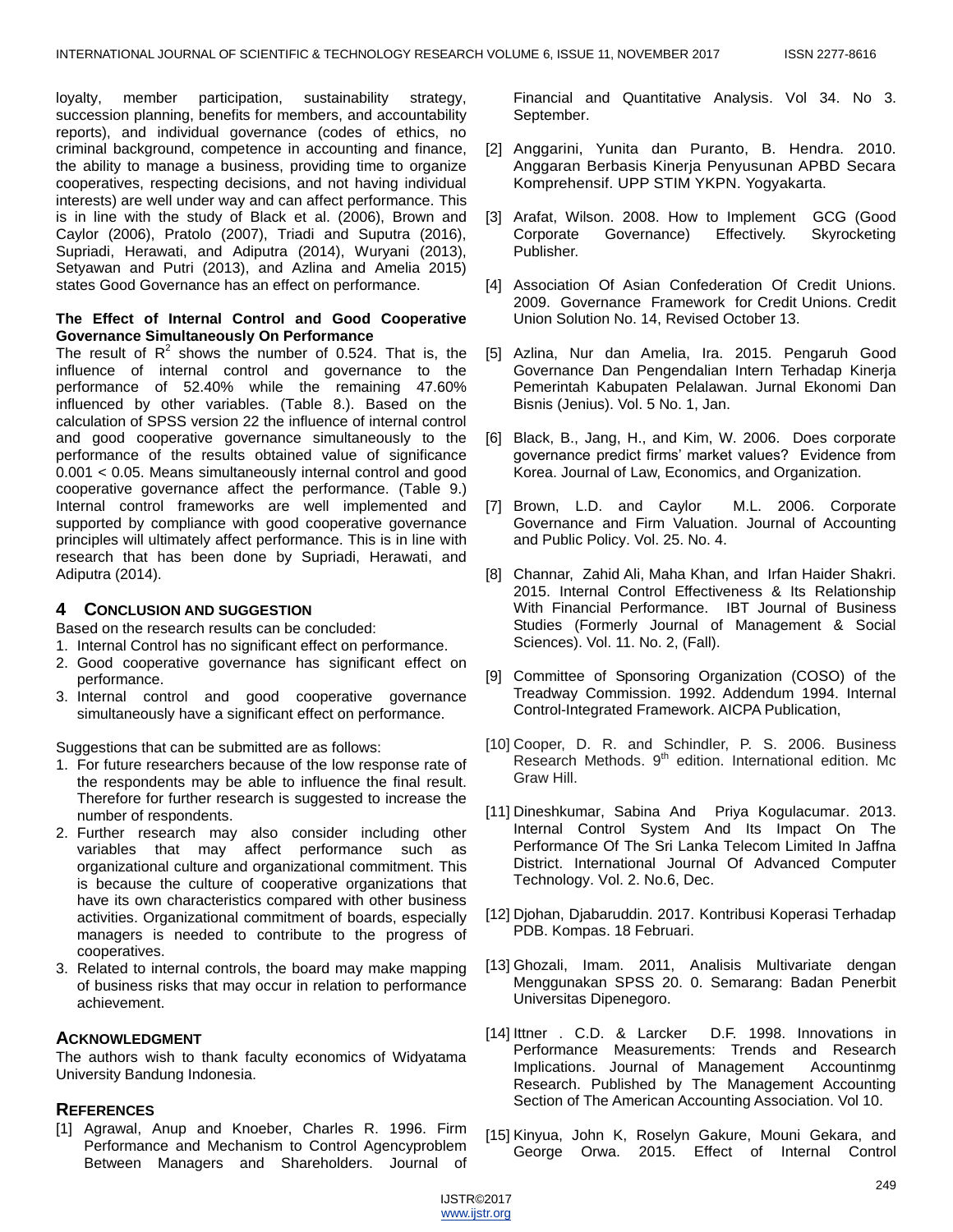loyalty, member participation, sustainability strategy, succession planning, benefits for members, and accountability reports), and individual governance (codes of ethics, no criminal background, competence in accounting and finance, the ability to manage a business, providing time to organize cooperatives, respecting decisions, and not having individual interests) are well under way and can affect performance. This is in line with the study of Black et al. (2006), Brown and Caylor (2006), Pratolo (2007), Triadi and Suputra (2016), Supriadi, Herawati, and Adiputra (2014), Wuryani (2013), Setyawan and Putri (2013), and Azlina and Amelia 2015) states Good Governance has an effect on performance.

**The Effect of Internal Control and Good Cooperative Governance Simultaneously On Performance**

The result of $R^2$ shows the number of 0.524. That is, the influence of internal control and governance to the performance of 52.40% while the remaining 47.60% influenced by other variables. (Table 8.). Based on the calculation of SPSS version 22 the influence of internal control and good cooperative governance simultaneously to the performance of the results obtained value of significance $0.001 < 0.05$. Means simultaneously internal control and good cooperative governance affect the performance. (Table 9.) Internal control frameworks are well implemented and supported by compliance with good cooperative governance principles will ultimately affect performance. This is in line with research that has been done by Supriadi, Herawati, and Adiputra (2014).

## 4 Conclusion and Suggestion

Based on the research results can be concluded:

1. Internal Control has no significant effect on performance.
2. Good cooperative governance has significant effect on performance.
3. Internal control and good cooperative governance simultaneously have a significant effect on performance.

Suggestions that can be submitted are as follows:

1. For future researchers because of the low response rate of the respondents may be able to influence the final result. Therefore for further research is suggested to increase the number of respondents.
2. Further research may also consider including other variables that may affect performance such as organizational culture and organizational commitment. This is because the culture of cooperative organizations that have its own characteristics compared with other business activities. Organizational commitment of boards, especially managers is needed to contribute to the progress of cooperatives.
3. Related to internal controls, the board may make mapping of business risks that may occur in relation to performance achievement.

## Acknowledgment

The authors wish to thank faculty economics of Widyatama University Bandung Indonesia.

## References

[1] Agrawal, Anup and Knoeber, Charles R. 1996. Firm Performance and Mechanism to Control Agencyproblem Between Managers and Shareholders. Journal of Financial and Quantitative Analysis. Vol 34. No 3. September.

[2] Anggarini, Yunita dan Puranto, B. Hendra. 2010. Anggaran Berbasis Kinerja Penyusunan APBD Secara Komprehensif. UPP STIM YKPN. Yogyakarta.

[3] Arafat, Wilson. 2008. How to Implement GCG (Good Corporate Governance) Effectively. Skyrocketing Publisher.

[4] Association Of Asian Confederation Of Credit Unions. 2009. Governance Framework for Credit Unions. Credit Union Solution No. 14, Revised October 13.

[5] Azlina, Nur dan Amelia, Ira. 2015. Pengaruh Good Governance Dan Pengendalian Intern Terhadap Kinerja Pemerintah Kabupaten Pelalawan. Jurnal Ekonomi Dan Bisnis (Jenius). Vol. 5 No. 1, Jan.

[6] Black, B., Jang, H., and Kim, W. 2006. Does corporate governance predict firms' market values? Evidence from Korea. Journal of Law, Economics, and Organization.

[7] Brown, L.D. and Caylor M.L. 2006. Corporate Governance and Firm Valuation. Journal of Accounting and Public Policy. Vol. 25. No. 4.

[8] Channar, Zahid Ali, Maha Khan, and Irfan Haider Shakri. 2015. Internal Control Effectiveness & Its Relationship With Financial Performance. IBT Journal of Business Studies (Formerly Journal of Management & Social Sciences). Vol. 11. No. 2, (Fall).

[9] Committee of Sponsoring Organization (COSO) of the Treadway Commission. 1992. Addendum 1994. Internal Control-Integrated Framework. AICPA Publication,

[10] Cooper, D. R. and Schindler, P. S. 2006. Business Research Methods. 9th edition. International edition. Mc Graw Hill.

[11] Dineshkumar, Sabina And Priya Kogulacumar. 2013. Internal Control System And Its Impact On The Performance Of The Sri Lanka Telecom Limited In Jaffna District. International Journal Of Advanced Computer Technology. Vol. 2. No.6, Dec.

[12] Djohan, Djabaruddin. 2017. Kontribusi Koperasi Terhadap PDB. Kompas. 18 Februari.

[13] Ghozali, Imam. 2011, Analisis Multivariate dengan Menggunakan SPSS 20. 0. Semarang: Badan Penerbit Universitas Dipenegoro.

[14] Ittner . C.D. & Larcker D.F. 1998. Innovations in Performance Measurements: Trends and Research Implications. Journal of Management Accountinmg Research. Published by The Management Accounting Section of The American Accounting Association. Vol 10.

[15] Kinyua, John K, Roselyn Gakure, Mouni Gekara, and George Orwa. 2015. Effect of Internal Control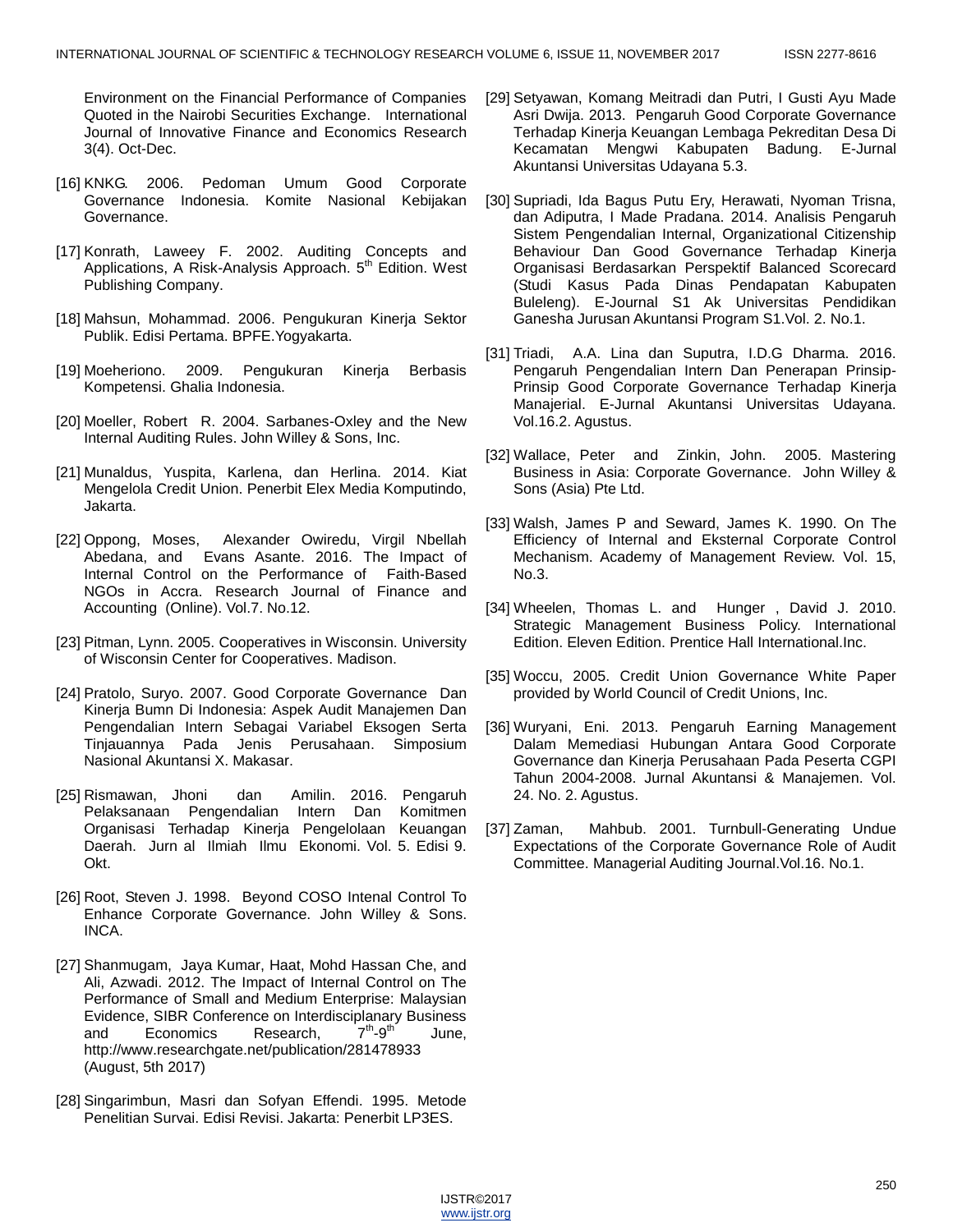Environment on the Financial Performance of Companies Quoted in the Nairobi Securities Exchange. International Journal of Innovative Finance and Economics Research 3(4). Oct-Dec.

[16] KNKG. 2006. Pedoman Umum Good Corporate Governance Indonesia. Komite Nasional Kebijakan Governance.

[17] Konrath, Laweey F. 2002. Auditing Concepts and Applications, A Risk-Analysis Approach. 5th Edition. West Publishing Company.

[18] Mahsun, Mohammad. 2006. Pengukuran Kinerja Sektor Publik. Edisi Pertama. BPFE.Yogyakarta.

[19] Moeheriono. 2009. Pengukuran Kinerja Berbasis Kompetensi. Ghalia Indonesia.

[20] Moeller, Robert R. 2004. Sarbanes-Oxley and the New Internal Auditing Rules. John Willey & Sons, Inc.

[21] Munaldus, Yuspita, Karlena, dan Herlina. 2014. Kiat Mengelola Credit Union. Penerbit Elex Media Komputindo, Jakarta.

[22] Oppong, Moses, Alexander Owiredu, Virgil Nbellah Abedana, and Evans Asante. 2016. The Impact of Internal Control on the Performance of Faith-Based NGOs in Accra. Research Journal of Finance and Accounting (Online). Vol.7. No.12.

[23] Pitman, Lynn. 2005. Cooperatives in Wisconsin. University of Wisconsin Center for Cooperatives. Madison.

[24] Pratolo, Suryo. 2007. Good Corporate Governance Dan Kinerja Bumn Di Indonesia: Aspek Audit Manajemen Dan Pengendalian Intern Sebagai Variabel Eksogen Serta Tinjauannya Pada Jenis Perusahaan. Simposium Nasional Akuntansi X. Makasar.

[25] Rismawan, Jhoni dan Amilin. 2016. Pengaruh Pelaksanaan Pengendalian Intern Dan Komitmen Organisasi Terhadap Kinerja Pengelolaan Keuangan Daerah. Jurn al Ilmiah Ilmu Ekonomi. Vol. 5. Edisi 9. Okt.

[26] Root, Steven J. 1998. Beyond COSO Intenal Control To Enhance Corporate Governance. John Willey & Sons. INCA.

[27] Shanmugam, Jaya Kumar, Haat, Mohd Hassan Che, and Ali, Azwadi. 2012. The Impact of Internal Control on The Performance of Small and Medium Enterprise: Malaysian Evidence, SIBR Conference on Interdisciplanary Business and Economics Research, 7th-9th June, http://www.researchgate.net/publication/281478933 (August, 5th 2017)

[28] Singarimbun, Masri dan Sofyan Effendi. 1995. Metode Penelitian Survai. Edisi Revisi. Jakarta: Penerbit LP3ES.

[29] Setyawan, Komang Meitradi dan Putri, I Gusti Ayu Made Asri Dwija. 2013. Pengaruh Good Corporate Governance Terhadap Kinerja Keuangan Lembaga Pekreditan Desa Di Kecamatan Mengwi Kabupaten Badung. E-Jurnal Akuntansi Universitas Udayana 5.3.

[30] Supriadi, Ida Bagus Putu Ery, Herawati, Nyoman Trisna, dan Adiputra, I Made Pradana. 2014. Analisis Pengaruh Sistem Pengendalian Internal, Organizational Citizenship Behaviour Dan Good Governance Terhadap Kinerja Organisasi Berdasarkan Perspektif Balanced Scorecard (Studi Kasus Pada Dinas Pendapatan Kabupaten Buleleng). E-Journal S1 Ak Universitas Pendidikan Ganesha Jurusan Akuntansi Program S1.Vol. 2. No.1.

[31] Triadi, A.A. Lina dan Suputra, I.D.G Dharma. 2016. Pengaruh Pengendalian Intern Dan Penerapan Prinsip-Prinsip Good Corporate Governance Terhadap Kinerja Manajerial. E-Jurnal Akuntansi Universitas Udayana. Vol.16.2. Agustus.

[32] Wallace, Peter and Zinkin, John. 2005. Mastering Business in Asia: Corporate Governance. John Willey & Sons (Asia) Pte Ltd.

[33] Walsh, James P and Seward, James K. 1990. On The Efficiency of Internal and Eksternal Corporate Control Mechanism. Academy of Management Review. Vol. 15, No.3.

[34] Wheelen, Thomas L. and Hunger , David J. 2010. Strategic Management Business Policy. International Edition. Eleven Edition. Prentice Hall International.Inc.

[35] Woccu, 2005. Credit Union Governance White Paper provided by World Council of Credit Unions, Inc.

[36] Wuryani, Eni. 2013. Pengaruh Earning Management Dalam Memediasi Hubungan Antara Good Corporate Governance dan Kinerja Perusahaan Pada Peserta CGPI Tahun 2004-2008. Jurnal Akuntansi & Manajemen. Vol. 24. No. 2. Agustus.

[37] Zaman, Mahbub. 2001. Turnbull-Generating Undue Expectations of the Corporate Governance Role of Audit Committee. Managerial Auditing Journal.Vol.16. No.1.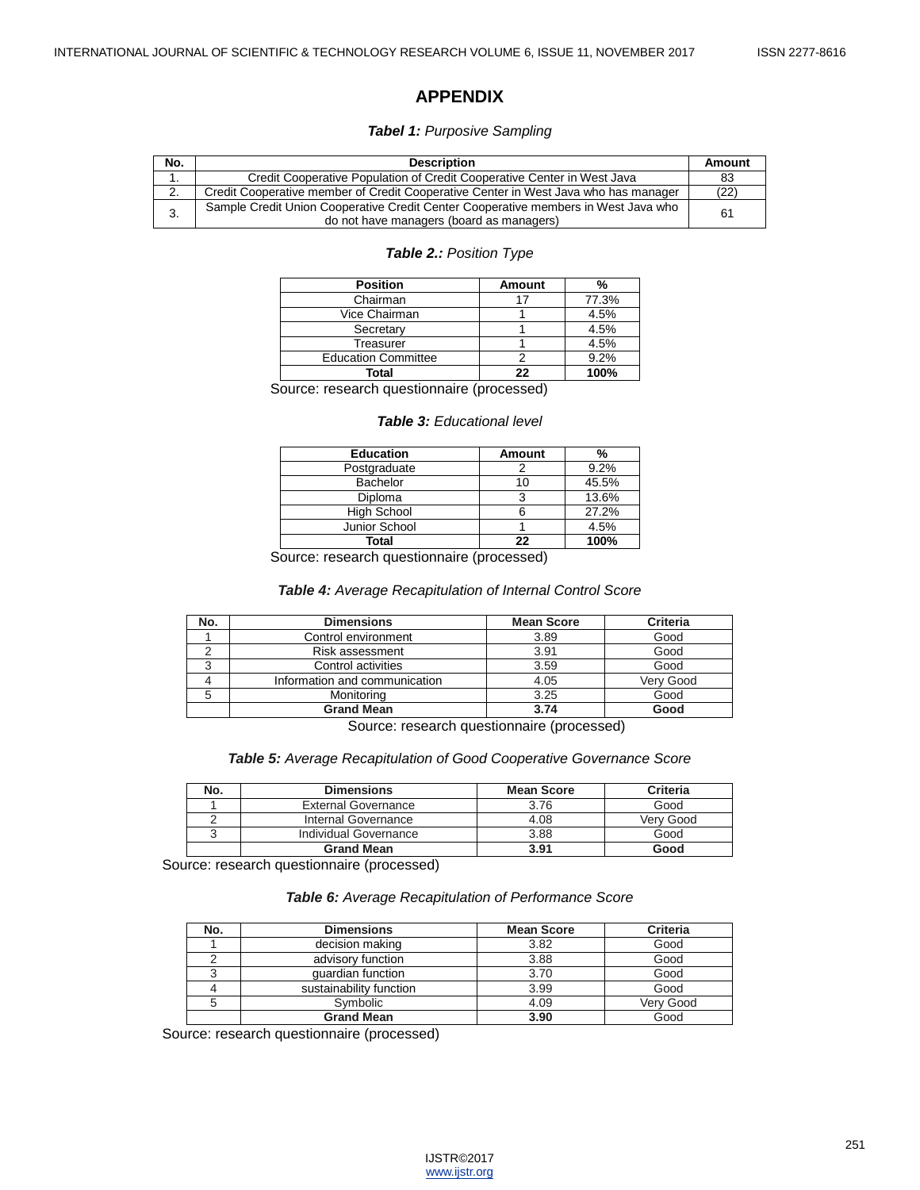# APPENDIX

***Tabel 1:*** *Purposive Sampling*

| No. | Description | Amount |
|---|---|---|
| 1. | Credit Cooperative Population of Credit Cooperative Center in West Java | 83 |
| 2. | Credit Cooperative member of Credit Cooperative Center in West Java who has manager | (22) |
| 3. | Sample Credit Union Cooperative Credit Center Cooperative members in West Java who do not have managers (board as managers) | 61 |

***Table 2.:*** *Position Type*

| Position | Amount | % |
|---|---|---|
| Chairman | 17 | 77.3% |
| Vice Chairman | 1 | 4.5% |
| Secretary | 1 | 4.5% |
| Treasurer | 1 | 4.5% |
| Education Committee | 2 | 9.2% |
| **Total** | **22** | **100%** |

Source: research questionnaire (processed)

***Table 3:*** *Educational level*

| Education | Amount | % |
|---|---|---|
| Postgraduate | 2 | 9.2% |
| Bachelor | 10 | 45.5% |
| Diploma | 3 | 13.6% |
| High School | 6 | 27.2% |
| Junior School | 1 | 4.5% |
| **Total** | **22** | **100%** |

Source: research questionnaire (processed)

***Table 4:*** *Average Recapitulation of Internal Control Score*

| No. | Dimensions | Mean Score | Criteria |
|---|---|---|---|
| 1 | Control environment | 3.89 | Good |
| 2 | Risk assessment | 3.91 | Good |
| 3 | Control activities | 3.59 | Good |
| 4 | Information and communication | 4.05 | Very Good |
| 5 | Monitoring | 3.25 | Good |
| | **Grand Mean** | **3.74** | **Good** |

Source: research questionnaire (processed)

***Table 5:*** *Average Recapitulation of Good Cooperative Governance Score*

| No. | Dimensions | Mean Score | Criteria |
|---|---|---|---|
| 1 | External Governance | 3.76 | Good |
| 2 | Internal Governance | 4.08 | Very Good |
| 3 | Individual Governance | 3.88 | Good |
| | **Grand Mean** | **3.91** | **Good** |

Source: research questionnaire (processed)

***Table 6:*** *Average Recapitulation of Performance Score*

| No. | Dimensions | Mean Score | Criteria |
|---|---|---|---|
| 1 | decision making | 3.82 | Good |
| 2 | advisory function | 3.88 | Good |
| 3 | guardian function | 3.70 | Good |
| 4 | sustainability function | 3.99 | Good |
| 5 | Symbolic | 4.09 | Very Good |
| | **Grand Mean** | **3.90** | Good |

Source: research questionnaire (processed)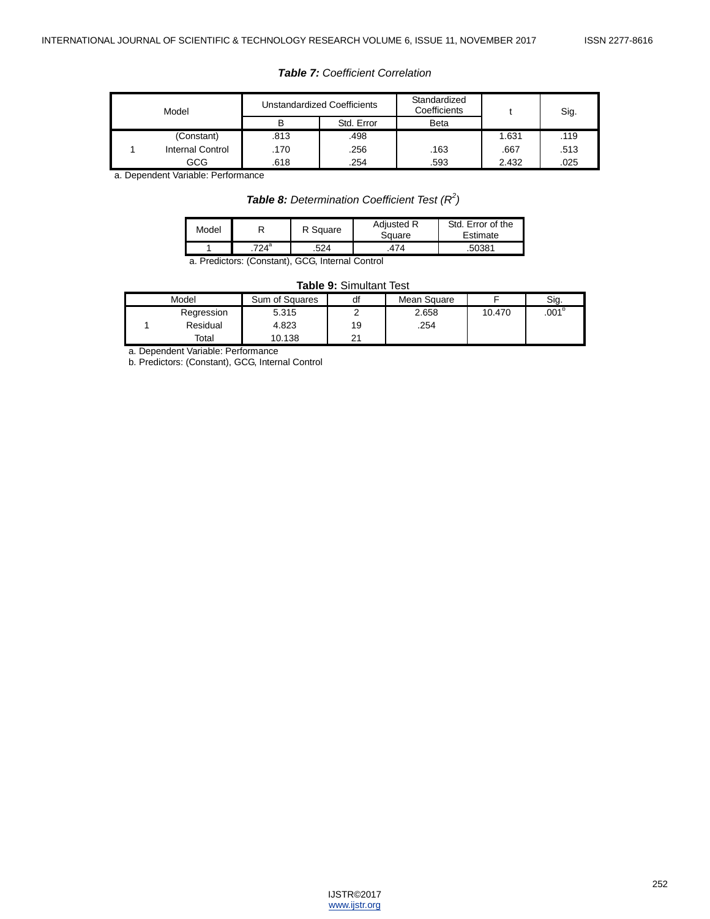***Table 7:*** *Coefficient Correlation*

| Model | | Unstandardized Coefficients | | Standardized Coefficients | t | Sig. |
|---|---|---|---|---|---|---|
| | | B | Std. Error | Beta | | |
| 1 | (Constant) | .813 | .498 | | 1.631 | .119 |
| | Internal Control | .170 | .256 | .163 | .667 | .513 |
| | GCG | .618 | .254 | .593 | 2.432 | .025 |

a. Dependent Variable: Performance

***Table 8:*** *Determination Coefficient Test ($R^2$)*

| Model | R | R Square | Adjusted R Square | Std. Error of the Estimate |
|---|---|---|---|---|
| 1 | .724[a] | .524 | .474 | .50381 |

a. Predictors: (Constant), GCG, Internal Control

**Table 9:** Simultant Test

| Model | | Sum of Squares | df | Mean Square | F | Sig. |
|---|---|---|---|---|---|---|
| 1 | Regression | 5.315 | 2 | 2.658 | 10.470 | .001[b] |
| | Residual | 4.823 | 19 | .254 | | |
| | Total | 10.138 | 21 | | | |

a. Dependent Variable: Performance

b. Predictors: (Constant), GCG, Internal Control